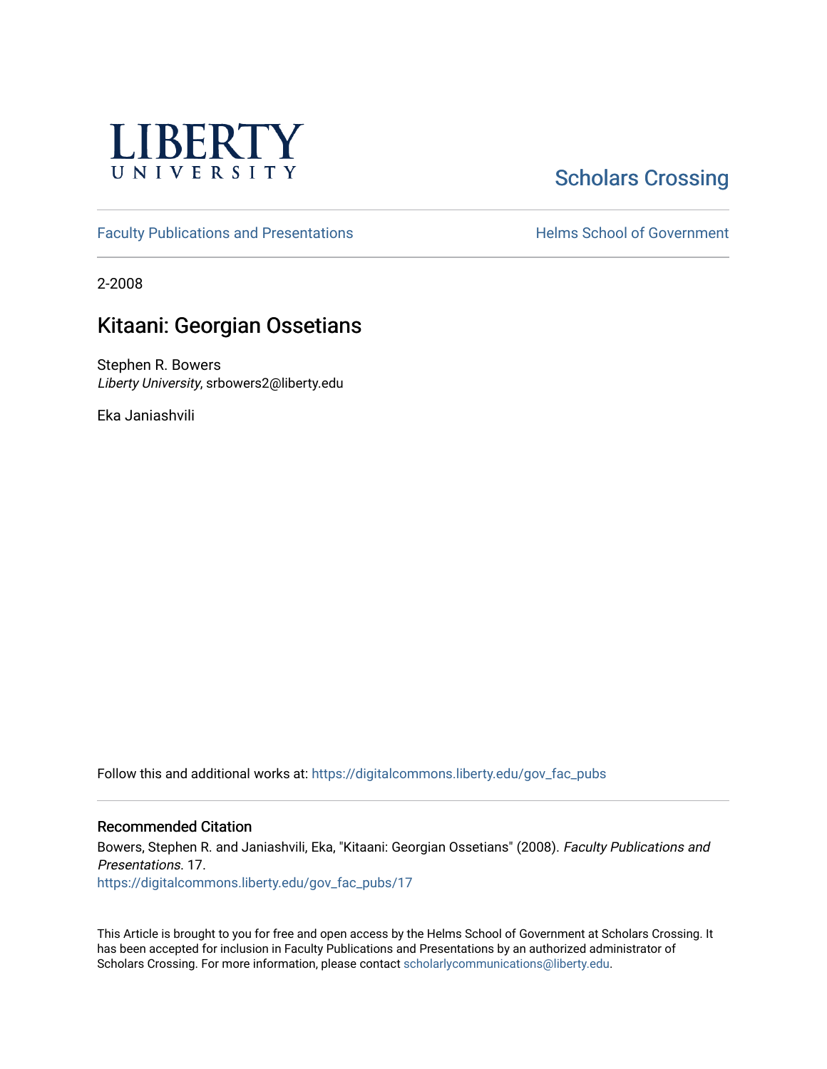Liberty University

Scholars Crossing

Faculty Publications and Presentations

Helms School of Government

2-2008

# Kitaani: Georgian Ossetians

Stephen R. Bowers
*Liberty University*, srbowers2@liberty.edu

Eka Janiashvili

Follow this and additional works at: https://digitalcommons.liberty.edu/gov_fac_pubs

### Recommended Citation

Bowers, Stephen R. and Janiashvili, Eka, "Kitaani: Georgian Ossetians" (2008). *Faculty Publications and Presentations*. 17.
https://digitalcommons.liberty.edu/gov_fac_pubs/17

This Article is brought to you for free and open access by the Helms School of Government at Scholars Crossing. It has been accepted for inclusion in Faculty Publications and Presentations by an authorized administrator of Scholars Crossing. For more information, please contact scholarlycommunications@liberty.edu.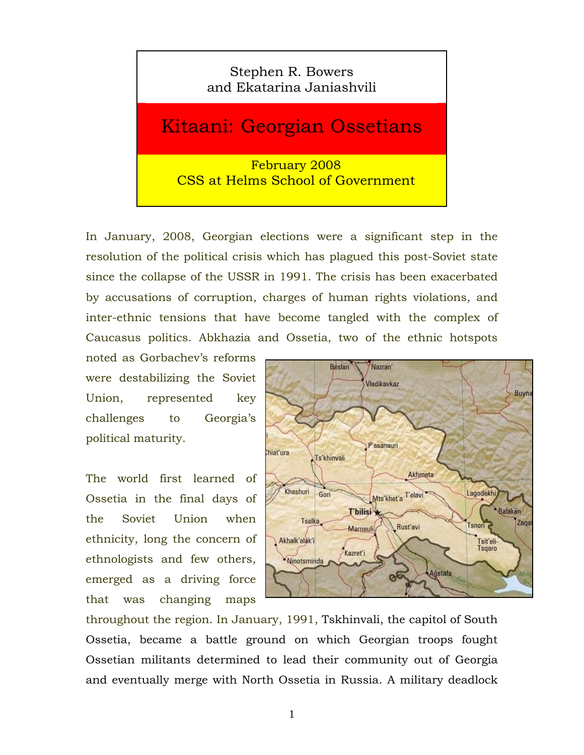Stephen R. Bowers
and Ekatarina Janiashvili

# Kitaani: Georgian Ossetians

February 2008
CSS at Helms School of Government

In January, 2008, Georgian elections were a significant step in the resolution of the political crisis which has plagued this post-Soviet state since the collapse of the USSR in 1991. The crisis has been exacerbated by accusations of corruption, charges of human rights violations, and inter-ethnic tensions that have become tangled with the complex of Caucasus politics. Abkhazia and Ossetia, two of the ethnic hotspots noted as Gorbachev's reforms were destabilizing the Soviet Union, represented key challenges to Georgia's political maturity.

The world first learned of Ossetia in the final days of the Soviet Union when ethnicity, long the concern of ethnologists and few others, emerged as a driving force that was changing maps throughout the region. In January, 1991, Tskhinvali, the capitol of South Ossetia, became a battle ground on which Georgian troops fought Ossetian militants determined to lead their community out of Georgia and eventually merge with North Ossetia in Russia. A military deadlock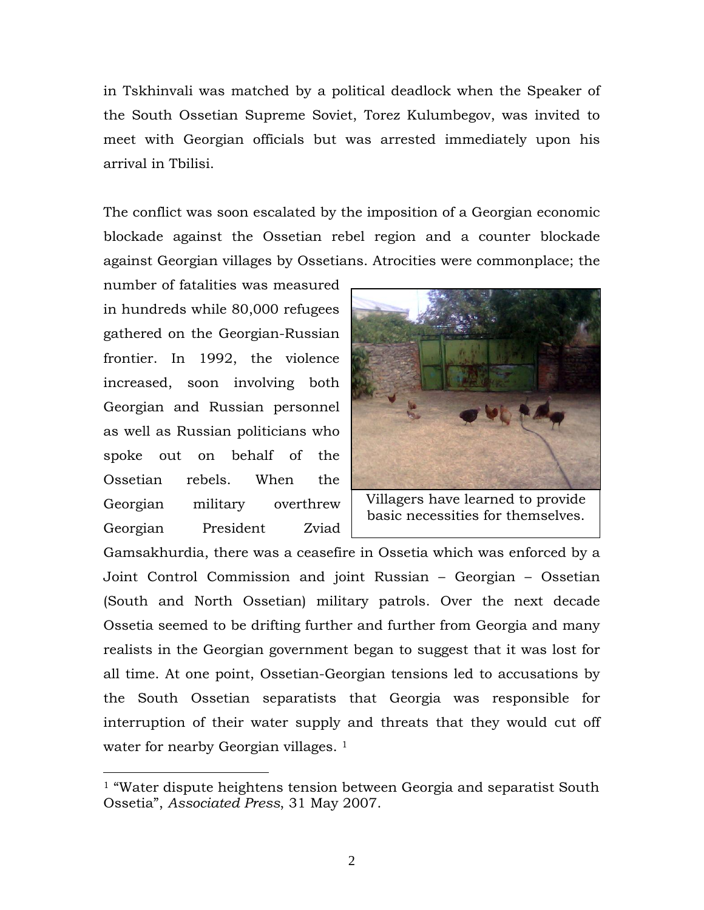in Tskhinvali was matched by a political deadlock when the Speaker of the South Ossetian Supreme Soviet, Torez Kulumbegov, was invited to meet with Georgian officials but was arrested immediately upon his arrival in Tbilisi.

The conflict was soon escalated by the imposition of a Georgian economic blockade against the Ossetian rebel region and a counter blockade against Georgian villages by Ossetians. Atrocities were commonplace; the number of fatalities was measured in hundreds while 80,000 refugees gathered on the Georgian-Russian frontier. In 1992, the violence increased, soon involving both Georgian and Russian personnel as well as Russian politicians who spoke out on behalf of the Ossetian rebels. When the Georgian military overthrew Georgian President Zviad Gamsakhurdia, there was a ceasefire in Ossetia which was enforced by a Joint Control Commission and joint Russian – Georgian – Ossetian (South and North Ossetian) military patrols. Over the next decade Ossetia seemed to be drifting further and further from Georgia and many realists in the Georgian government began to suggest that it was lost for all time. At one point, Ossetian-Georgian tensions led to accusations by the South Ossetian separatists that Georgia was responsible for interruption of their water supply and threats that they would cut off water for nearby Georgian villages. [1]

Villagers have learned to provide basic necessities for themselves.

[1] "Water dispute heightens tension between Georgia and separatist South Ossetia", *Associated Press*, 31 May 2007.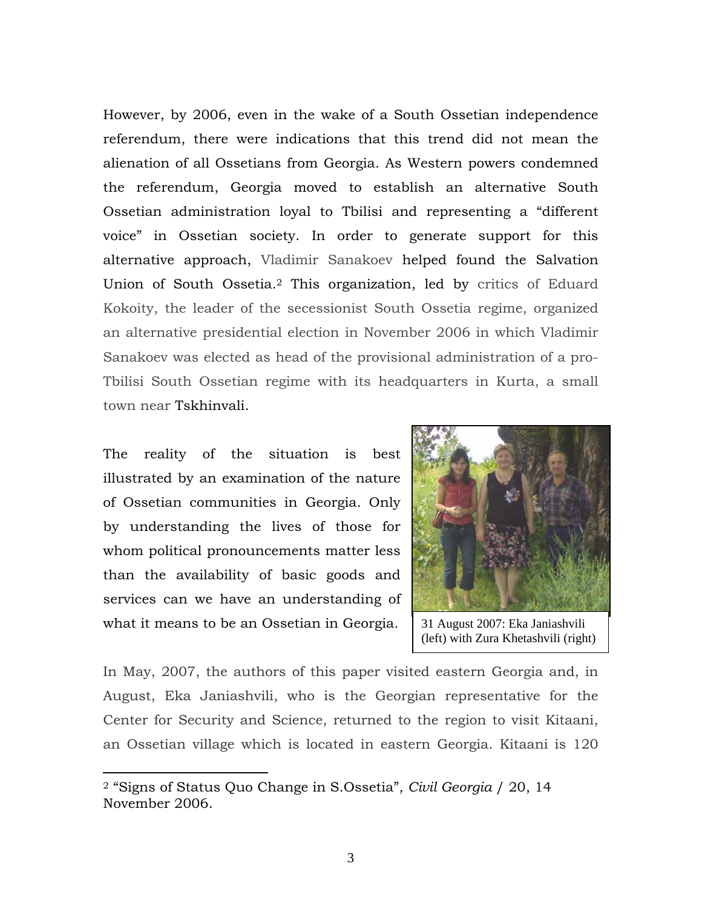However, by 2006, even in the wake of a South Ossetian independence referendum, there were indications that this trend did not mean the alienation of all Ossetians from Georgia. As Western powers condemned the referendum, Georgia moved to establish an alternative South Ossetian administration loyal to Tbilisi and representing a "different voice" in Ossetian society. In order to generate support for this alternative approach, Vladimir Sanakoev helped found the Salvation Union of South Ossetia.[2] This organization, led by critics of Eduard Kokoity, the leader of the secessionist South Ossetia regime, organized an alternative presidential election in November 2006 in which Vladimir Sanakoev was elected as head of the provisional administration of a pro-Tbilisi South Ossetian regime with its headquarters in Kurta, a small town near Tskhinvali.

The reality of the situation is best illustrated by an examination of the nature of Ossetian communities in Georgia. Only by understanding the lives of those for whom political pronouncements matter less than the availability of basic goods and services can we have an understanding of what it means to be an Ossetian in Georgia.

31 August 2007: Eka Janiashvili (left) with Zura Khetashvili (right)

In May, 2007, the authors of this paper visited eastern Georgia and, in August, Eka Janiashvili, who is the Georgian representative for the Center for Security and Science, returned to the region to visit Kitaani, an Ossetian village which is located in eastern Georgia. Kitaani is 120

[2] "Signs of Status Quo Change in S.Ossetia", *Civil Georgia* / 20, 14 November 2006.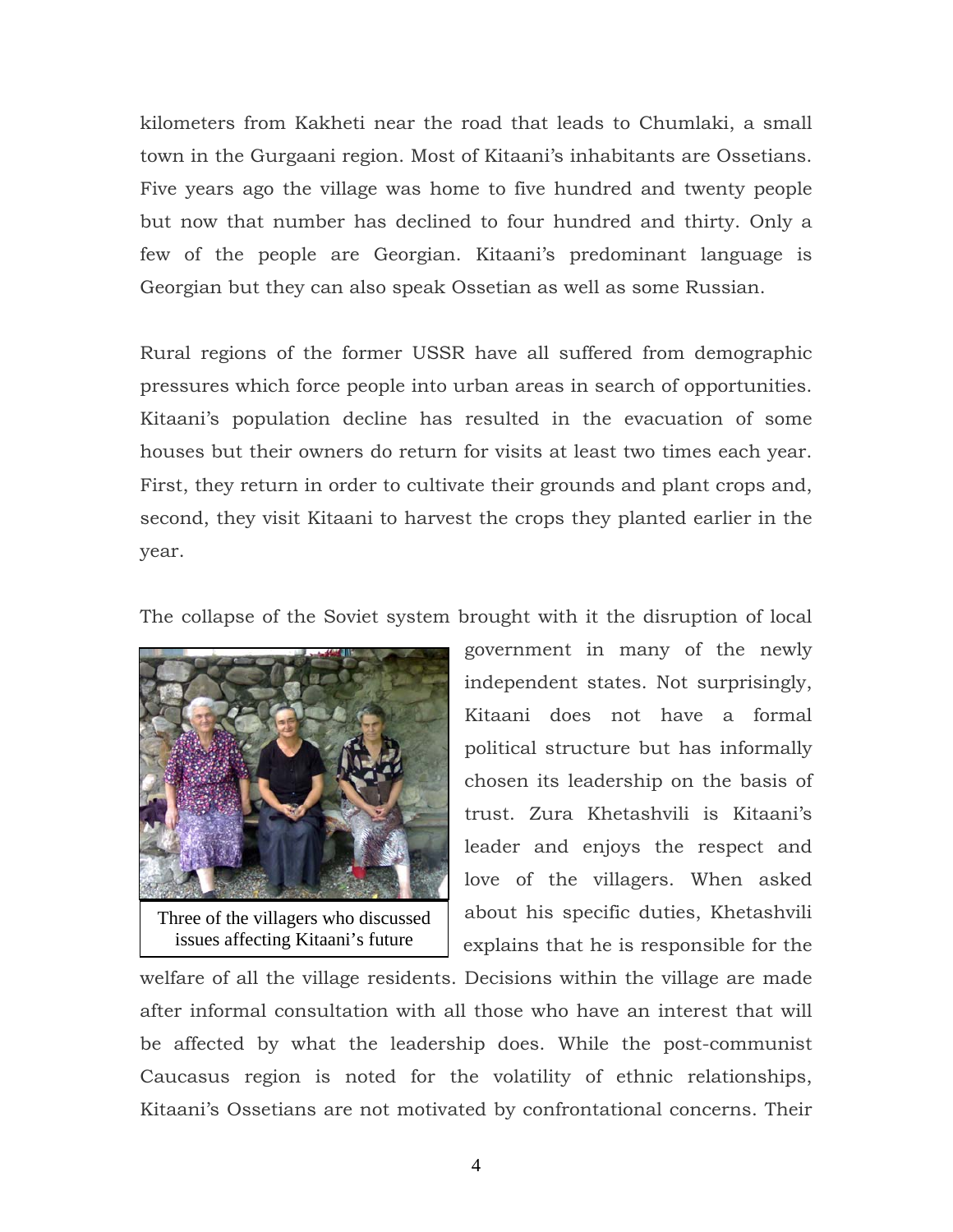kilometers from Kakheti near the road that leads to Chumlaki, a small town in the Gurgaani region. Most of Kitaani's inhabitants are Ossetians. Five years ago the village was home to five hundred and twenty people but now that number has declined to four hundred and thirty. Only a few of the people are Georgian. Kitaani's predominant language is Georgian but they can also speak Ossetian as well as some Russian.

Rural regions of the former USSR have all suffered from demographic pressures which force people into urban areas in search of opportunities. Kitaani's population decline has resulted in the evacuation of some houses but their owners do return for visits at least two times each year. First, they return in order to cultivate their grounds and plant crops and, second, they visit Kitaani to harvest the crops they planted earlier in the year.

The collapse of the Soviet system brought with it the disruption of local government in many of the newly independent states. Not surprisingly, Kitaani does not have a formal political structure but has informally chosen its leadership on the basis of trust. Zura Khetashvili is Kitaani's leader and enjoys the respect and love of the villagers. When asked about his specific duties, Khetashvili explains that he is responsible for the welfare of all the village residents. Decisions within the village are made after informal consultation with all those who have an interest that will be affected by what the leadership does. While the post-communist Caucasus region is noted for the volatility of ethnic relationships, Kitaani's Ossetians are not motivated by confrontational concerns. Their

Three of the villagers who discussed issues affecting Kitaani's future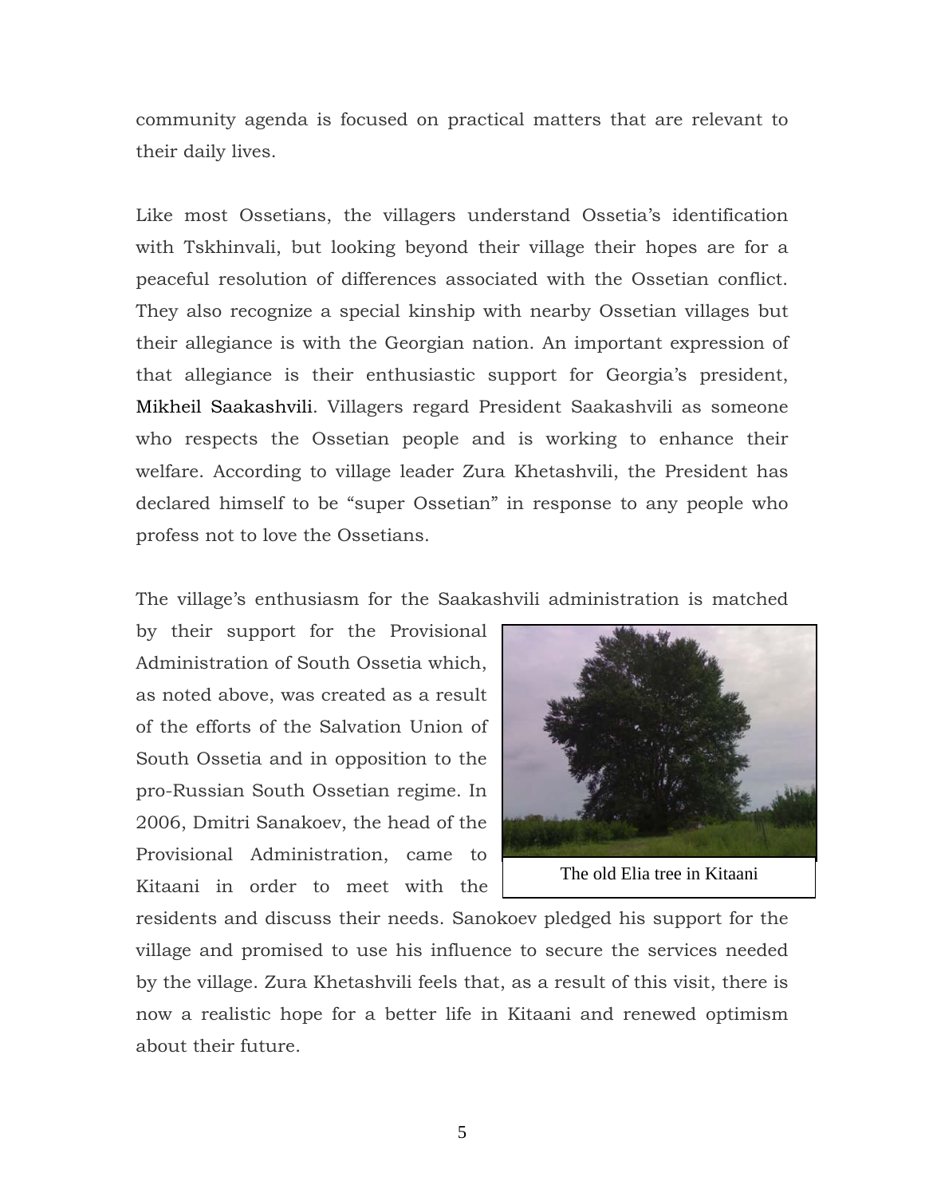community agenda is focused on practical matters that are relevant to their daily lives.

Like most Ossetians, the villagers understand Ossetia's identification with Tskhinvali, but looking beyond their village their hopes are for a peaceful resolution of differences associated with the Ossetian conflict. They also recognize a special kinship with nearby Ossetian villages but their allegiance is with the Georgian nation. An important expression of that allegiance is their enthusiastic support for Georgia's president, Mikheil Saakashvili. Villagers regard President Saakashvili as someone who respects the Ossetian people and is working to enhance their welfare. According to village leader Zura Khetashvili, the President has declared himself to be "super Ossetian" in response to any people who profess not to love the Ossetians.

The village's enthusiasm for the Saakashvili administration is matched by their support for the Provisional Administration of South Ossetia which, as noted above, was created as a result of the efforts of the Salvation Union of South Ossetia and in opposition to the pro-Russian South Ossetian regime. In 2006, Dmitri Sanakoev, the head of the Provisional Administration, came to Kitaani in order to meet with the residents and discuss their needs. Sanokoev pledged his support for the village and promised to use his influence to secure the services needed by the village. Zura Khetashvili feels that, as a result of this visit, there is now a realistic hope for a better life in Kitaani and renewed optimism about their future.

The old Elia tree in Kitaani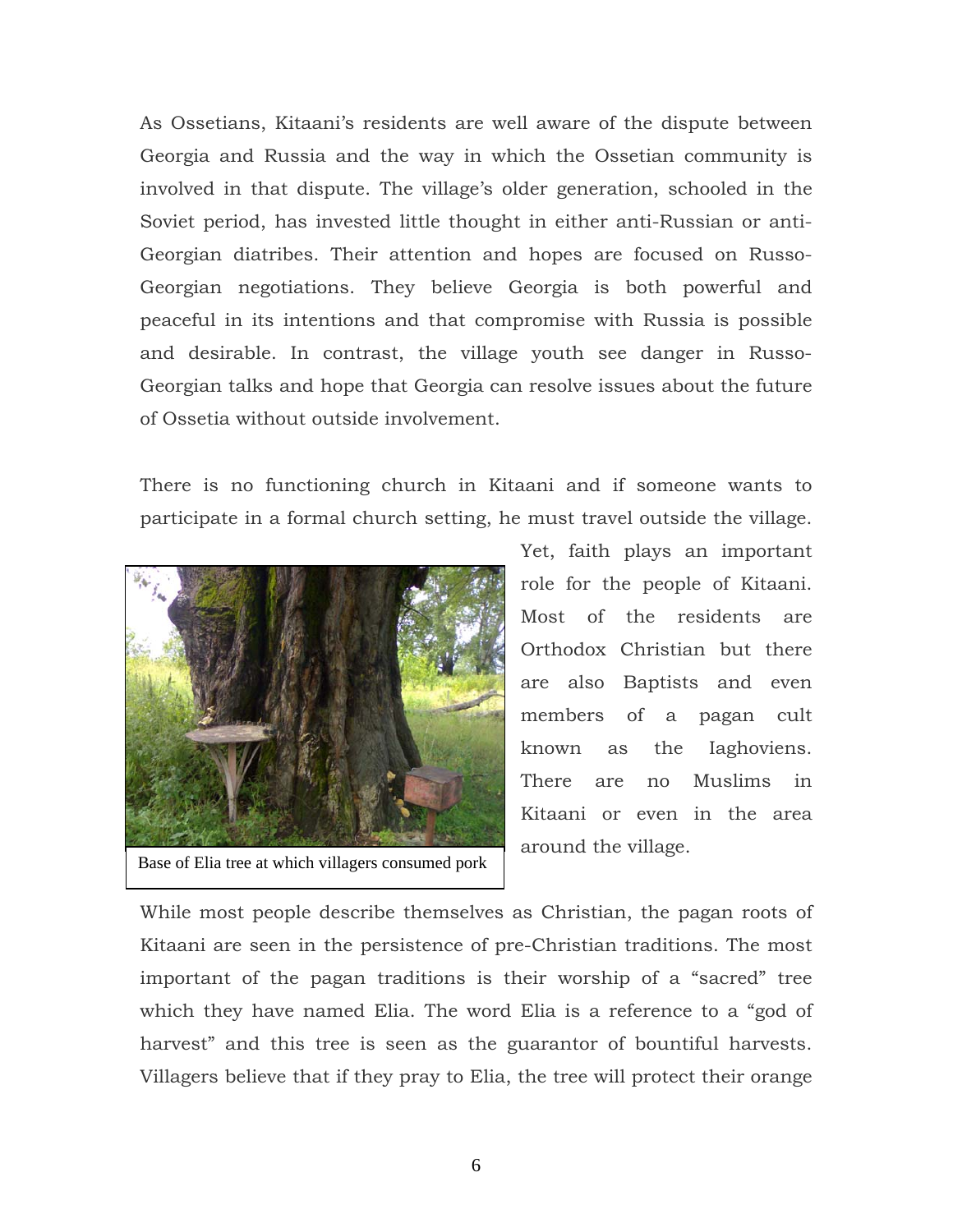As Ossetians, Kitaani's residents are well aware of the dispute between Georgia and Russia and the way in which the Ossetian community is involved in that dispute. The village's older generation, schooled in the Soviet period, has invested little thought in either anti-Russian or anti-Georgian diatribes. Their attention and hopes are focused on Russo-Georgian negotiations. They believe Georgia is both powerful and peaceful in its intentions and that compromise with Russia is possible and desirable. In contrast, the village youth see danger in Russo-Georgian talks and hope that Georgia can resolve issues about the future of Ossetia without outside involvement.

There is no functioning church in Kitaani and if someone wants to participate in a formal church setting, he must travel outside the village. Yet, faith plays an important role for the people of Kitaani. Most of the residents are Orthodox Christian but there are also Baptists and even members of a pagan cult known as the Iaghoviens. There are no Muslims in Kitaani or even in the area around the village.

Base of Elia tree at which villagers consumed pork

While most people describe themselves as Christian, the pagan roots of Kitaani are seen in the persistence of pre-Christian traditions. The most important of the pagan traditions is their worship of a "sacred" tree which they have named Elia. The word Elia is a reference to a "god of harvest" and this tree is seen as the guarantor of bountiful harvests. Villagers believe that if they pray to Elia, the tree will protect their orange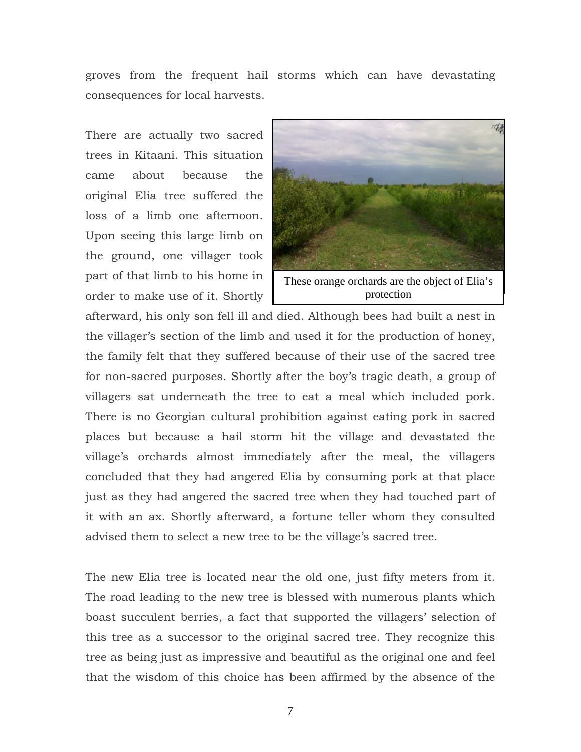groves from the frequent hail storms which can have devastating consequences for local harvests.

There are actually two sacred trees in Kitaani. This situation came about because the original Elia tree suffered the loss of a limb one afternoon. Upon seeing this large limb on the ground, one villager took part of that limb to his home in order to make use of it. Shortly afterward, his only son fell ill and died. Although bees had built a nest in the villager's section of the limb and used it for the production of honey, the family felt that they suffered because of their use of the sacred tree for non-sacred purposes. Shortly after the boy's tragic death, a group of villagers sat underneath the tree to eat a meal which included pork. There is no Georgian cultural prohibition against eating pork in sacred places but because a hail storm hit the village and devastated the village's orchards almost immediately after the meal, the villagers concluded that they had angered Elia by consuming pork at that place just as they had angered the sacred tree when they had touched part of it with an ax. Shortly afterward, a fortune teller whom they consulted advised them to select a new tree to be the village's sacred tree.

These orange orchards are the object of Elia's protection

The new Elia tree is located near the old one, just fifty meters from it. The road leading to the new tree is blessed with numerous plants which boast succulent berries, a fact that supported the villagers' selection of this tree as a successor to the original sacred tree. They recognize this tree as being just as impressive and beautiful as the original one and feel that the wisdom of this choice has been affirmed by the absence of the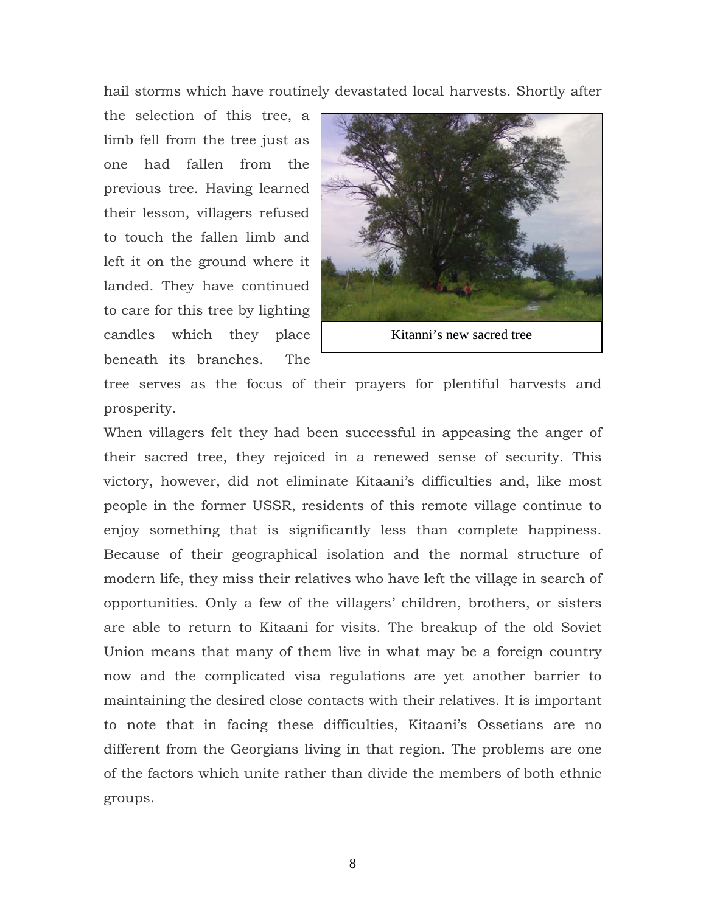hail storms which have routinely devastated local harvests. Shortly after the selection of this tree, a limb fell from the tree just as one had fallen from the previous tree. Having learned their lesson, villagers refused to touch the fallen limb and left it on the ground where it landed. They have continued to care for this tree by lighting candles which they place beneath its branches. The tree serves as the focus of their prayers for plentiful harvests and prosperity.

Kitanni's new sacred tree

When villagers felt they had been successful in appeasing the anger of their sacred tree, they rejoiced in a renewed sense of security. This victory, however, did not eliminate Kitaani's difficulties and, like most people in the former USSR, residents of this remote village continue to enjoy something that is significantly less than complete happiness. Because of their geographical isolation and the normal structure of modern life, they miss their relatives who have left the village in search of opportunities. Only a few of the villagers' children, brothers, or sisters are able to return to Kitaani for visits. The breakup of the old Soviet Union means that many of them live in what may be a foreign country now and the complicated visa regulations are yet another barrier to maintaining the desired close contacts with their relatives. It is important to note that in facing these difficulties, Kitaani's Ossetians are no different from the Georgians living in that region. The problems are one of the factors which unite rather than divide the members of both ethnic groups.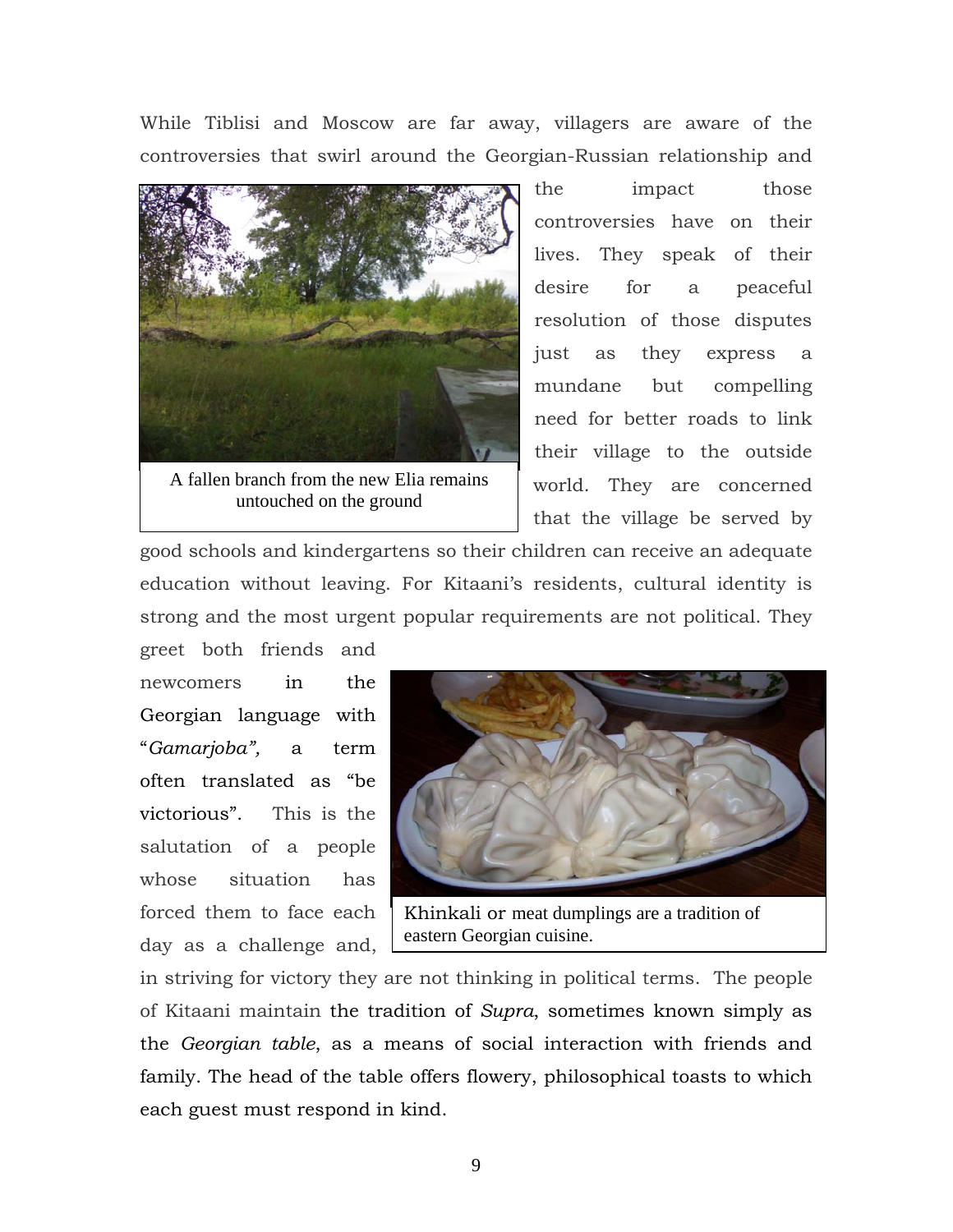While Tiblisi and Moscow are far away, villagers are aware of the controversies that swirl around the Georgian-Russian relationship and the impact those controversies have on their lives. They speak of their desire for a peaceful resolution of those disputes just as they express a mundane but compelling need for better roads to link their village to the outside world. They are concerned that the village be served by good schools and kindergartens so their children can receive an adequate education without leaving. For Kitaani's residents, cultural identity is strong and the most urgent popular requirements are not political. They greet both friends and newcomers in the Georgian language with "*Gamarjoba",* a term often translated as "be victorious". This is the salutation of a people whose situation has forced them to face each day as a challenge and, in striving for victory they are not thinking in political terms. The people of Kitaani maintain the tradition of *Supra*, sometimes known simply as the *Georgian table*, as a means of social interaction with friends and family. The head of the table offers flowery, philosophical toasts to which each guest must respond in kind.

A fallen branch from the new Elia remains untouched on the ground

Khinkali or meat dumplings are a tradition of eastern Georgian cuisine.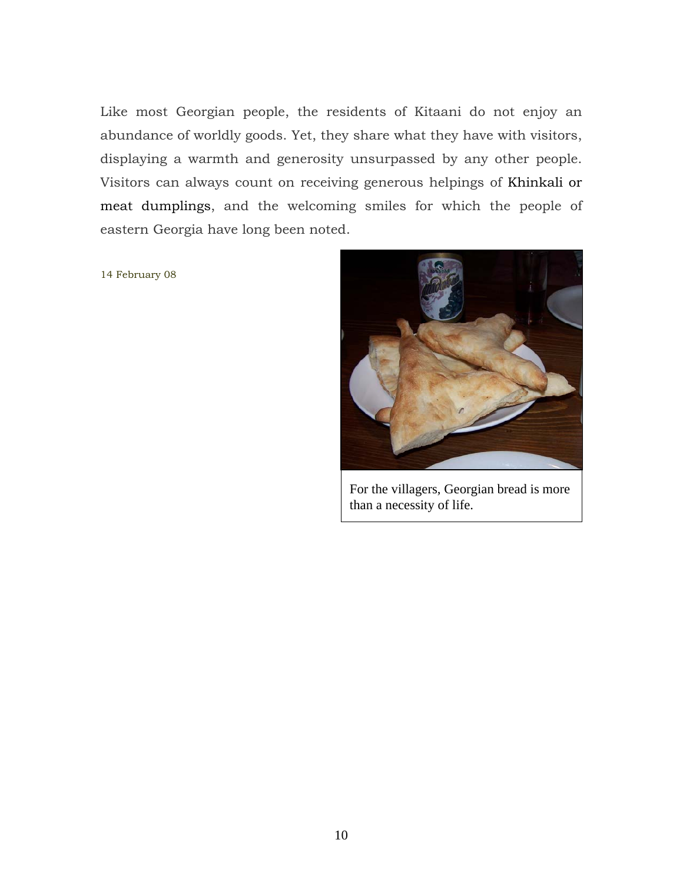Like most Georgian people, the residents of Kitaani do not enjoy an abundance of worldly goods. Yet, they share what they have with visitors, displaying a warmth and generosity unsurpassed by any other people. Visitors can always count on receiving generous helpings of Khinkali or meat dumplings, and the welcoming smiles for which the people of eastern Georgia have long been noted.

14 February 08

For the villagers, Georgian bread is more than a necessity of life.